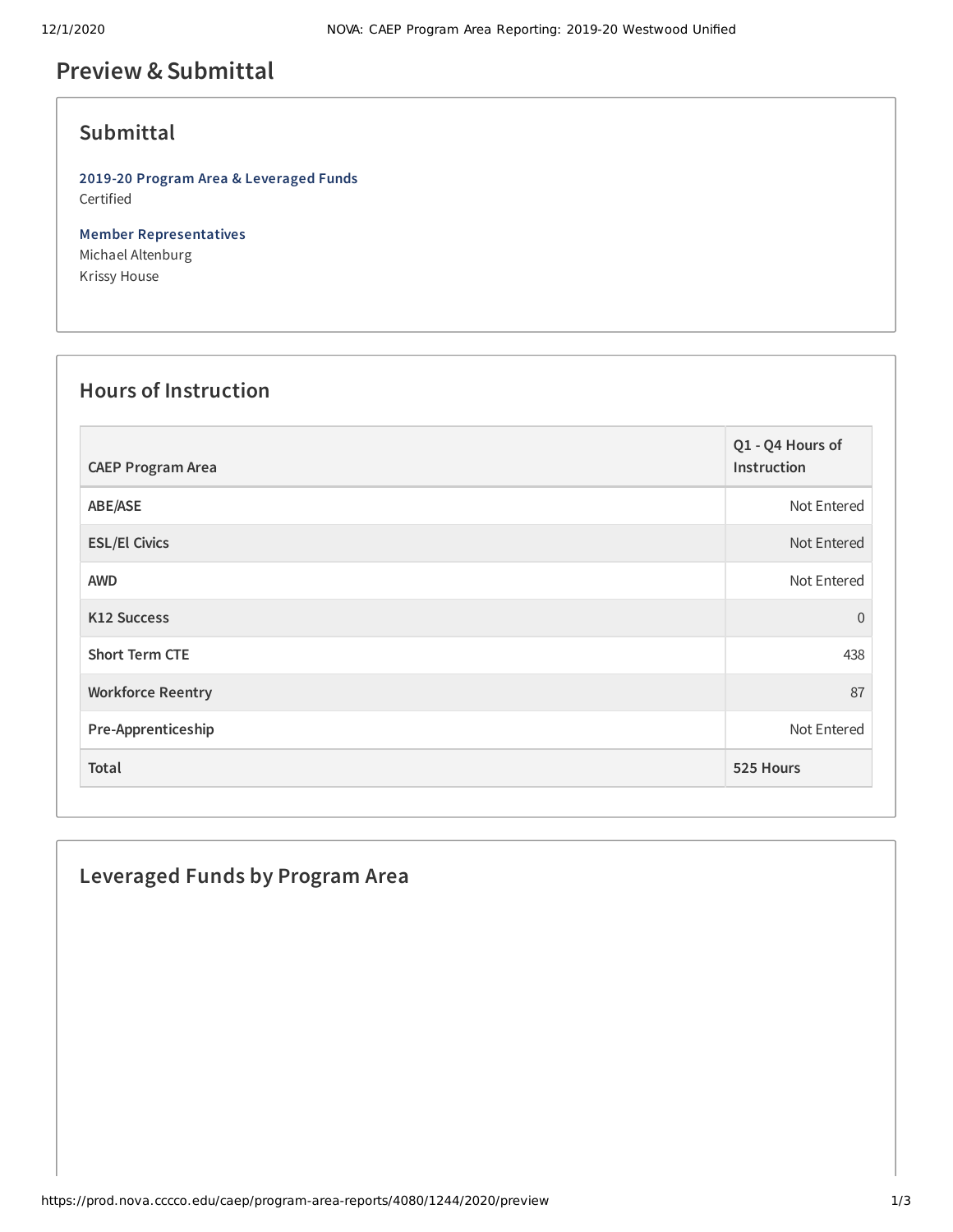# Preview & Submittal

## Submittal

**2019-20 Program Area & Leveraged Funds**
Certified

**Member Representatives**
Michael Altenburg
Krissy House

## Hours of Instruction

| CAEP Program Area | Q1 - Q4 Hours of Instruction |
|---|---|
| ABE/ASE | Not Entered |
| ESL/El Civics | Not Entered |
| AWD | Not Entered |
| K12 Success | 0 |
| Short Term CTE | 438 |
| Workforce Reentry | 87 |
| Pre-Apprenticeship | Not Entered |
| Total | 525 Hours |

## Leveraged Funds by Program Area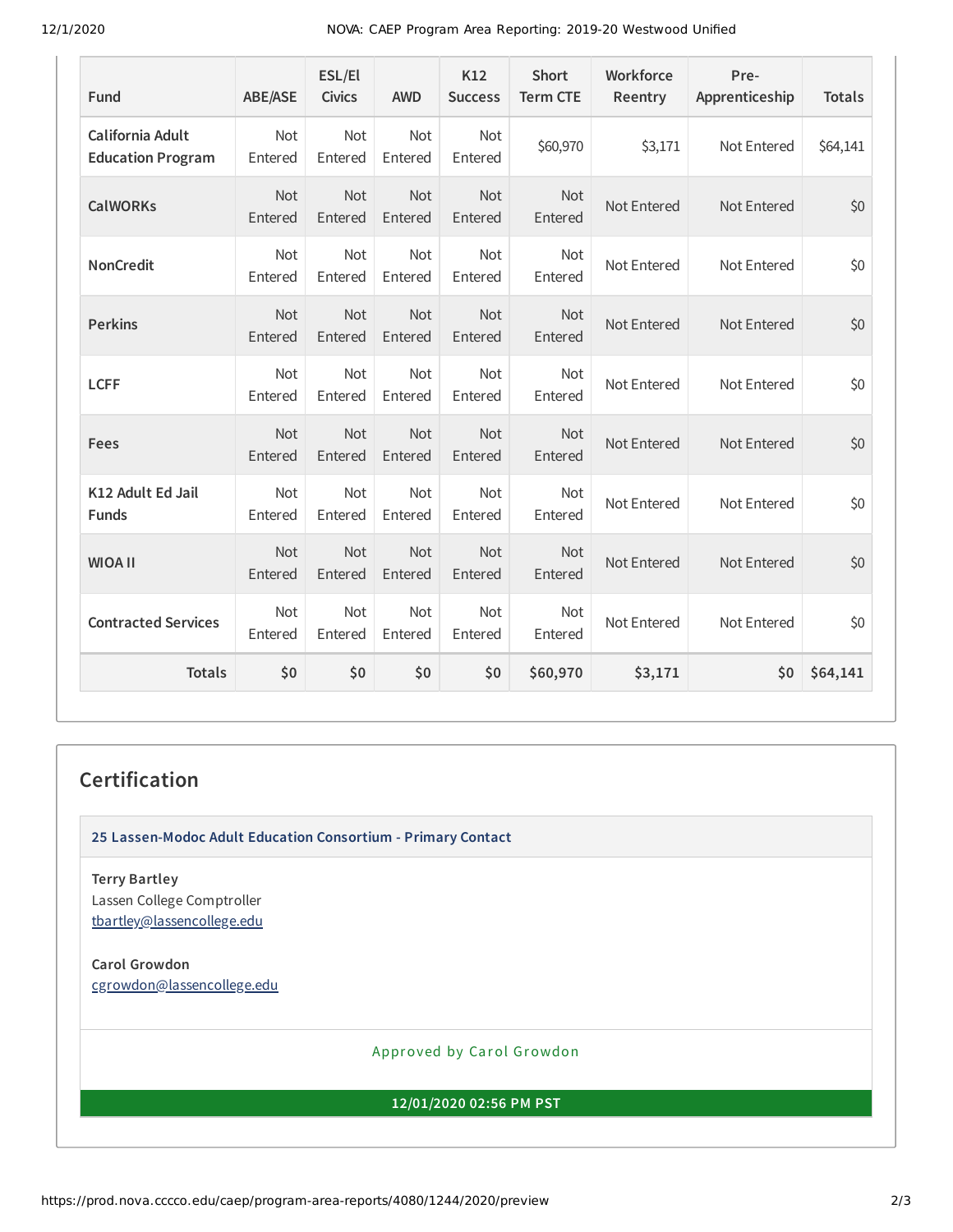| Fund | ABE/ASE | ESL/El Civics | AWD | K12 Success | Short Term CTE | Workforce Reentry | Pre-Apprenticeship | Totals |
|---|---|---|---|---|---|---|---|---|
| California Adult Education Program | Not Entered | Not Entered | Not Entered | Not Entered | $60,970 | $3,171 | Not Entered | $64,141 |
| CalWORKs | Not Entered | Not Entered | Not Entered | Not Entered | Not Entered | Not Entered | Not Entered | $0 |
| NonCredit | Not Entered | Not Entered | Not Entered | Not Entered | Not Entered | Not Entered | Not Entered | $0 |
| Perkins | Not Entered | Not Entered | Not Entered | Not Entered | Not Entered | Not Entered | Not Entered | $0 |
| LCFF | Not Entered | Not Entered | Not Entered | Not Entered | Not Entered | Not Entered | Not Entered | $0 |
| Fees | Not Entered | Not Entered | Not Entered | Not Entered | Not Entered | Not Entered | Not Entered | $0 |
| K12 Adult Ed Jail Funds | Not Entered | Not Entered | Not Entered | Not Entered | Not Entered | Not Entered | Not Entered | $0 |
| WIOA II | Not Entered | Not Entered | Not Entered | Not Entered | Not Entered | Not Entered | Not Entered | $0 |
| Contracted Services | Not Entered | Not Entered | Not Entered | Not Entered | Not Entered | Not Entered | Not Entered | $0 |
| **Totals** | **$0** | **$0** | **$0** | **$0** | **$60,970** | **$3,171** | **$0** | **$64,141** |

## Certification

**25 Lassen-Modoc Adult Education Consortium - Primary Contact**

**Terry Bartley**
Lassen College Comptroller
tbartley@lassencollege.edu

**Carol Growdon**
cgrowdon@lassencollege.edu

Approved by Carol Growdon

**12/01/2020 02:56 PM PST**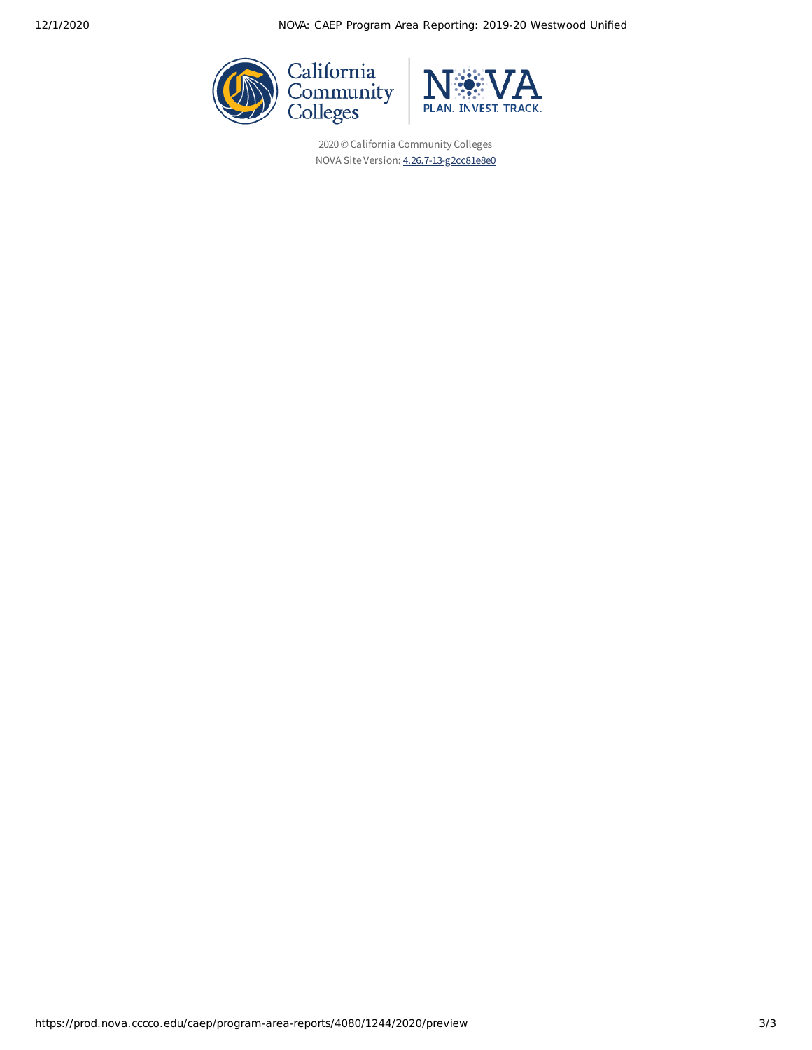2020 © California Community Colleges

NOVA Site Version: 4.26.7-13-g2cc81e8e0